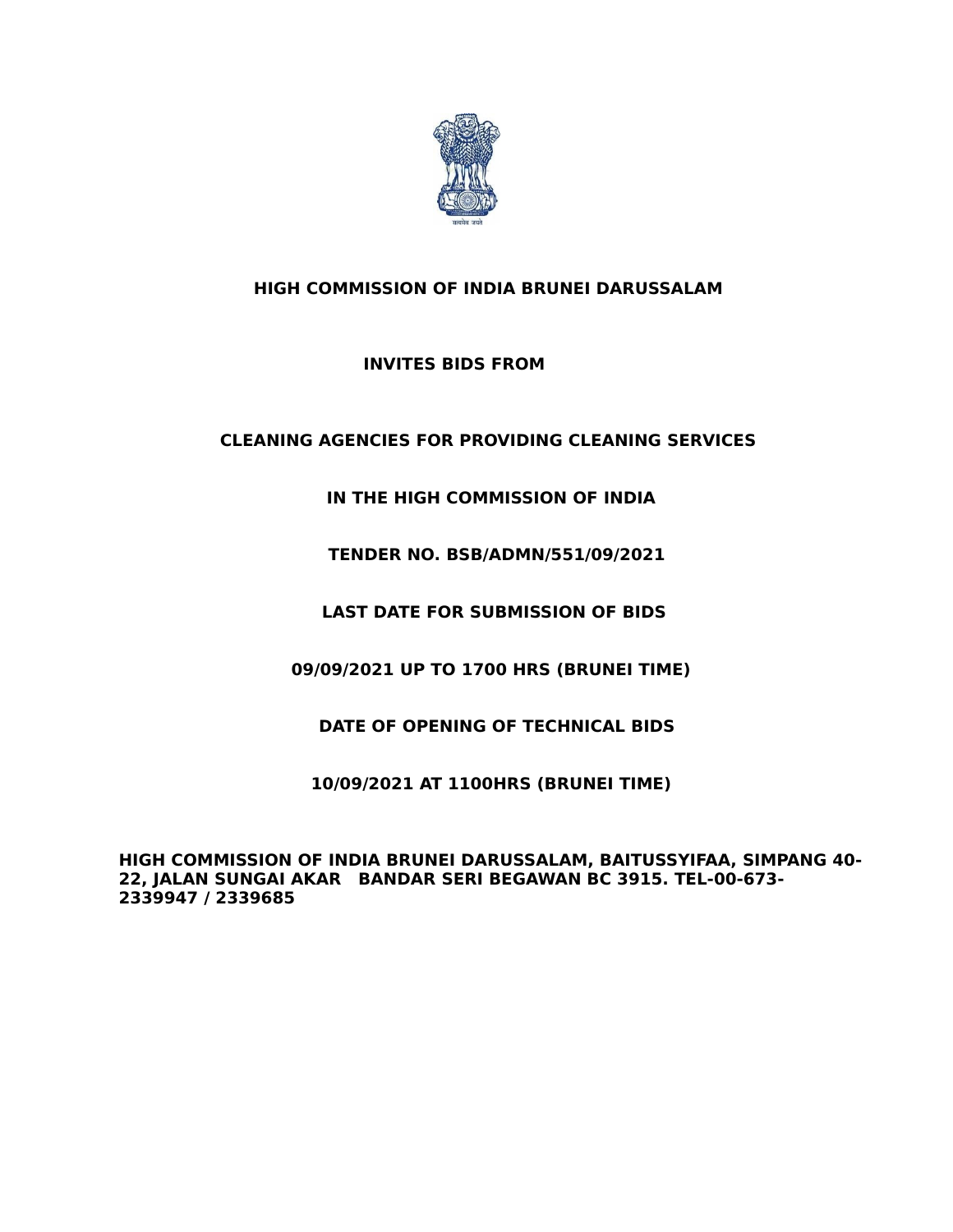**HIGH COMMISSION OF INDIA BRUNEI DARUSSALAM**

**INVITES BIDS FROM**

**CLEANING AGENCIES FOR PROVIDING CLEANING SERVICES**

**IN THE HIGH COMMISSION OF INDIA**

**TENDER NO. BSB/ADMN/551/09/2021**

**LAST DATE FOR SUBMISSION OF BIDS**

**09/09/2021 UP TO 1700 HRS (BRUNEI TIME)**

**DATE OF OPENING OF TECHNICAL BIDS**

**10/09/2021 AT 1100HRS (BRUNEI TIME)**

**HIGH COMMISSION OF INDIA BRUNEI DARUSSALAM, BAITUSSYIFAA, SIMPANG 40-22, JALAN SUNGAI AKAR BANDAR SERI BEGAWAN BC 3915. TEL-00-673-2339947 / 2339685**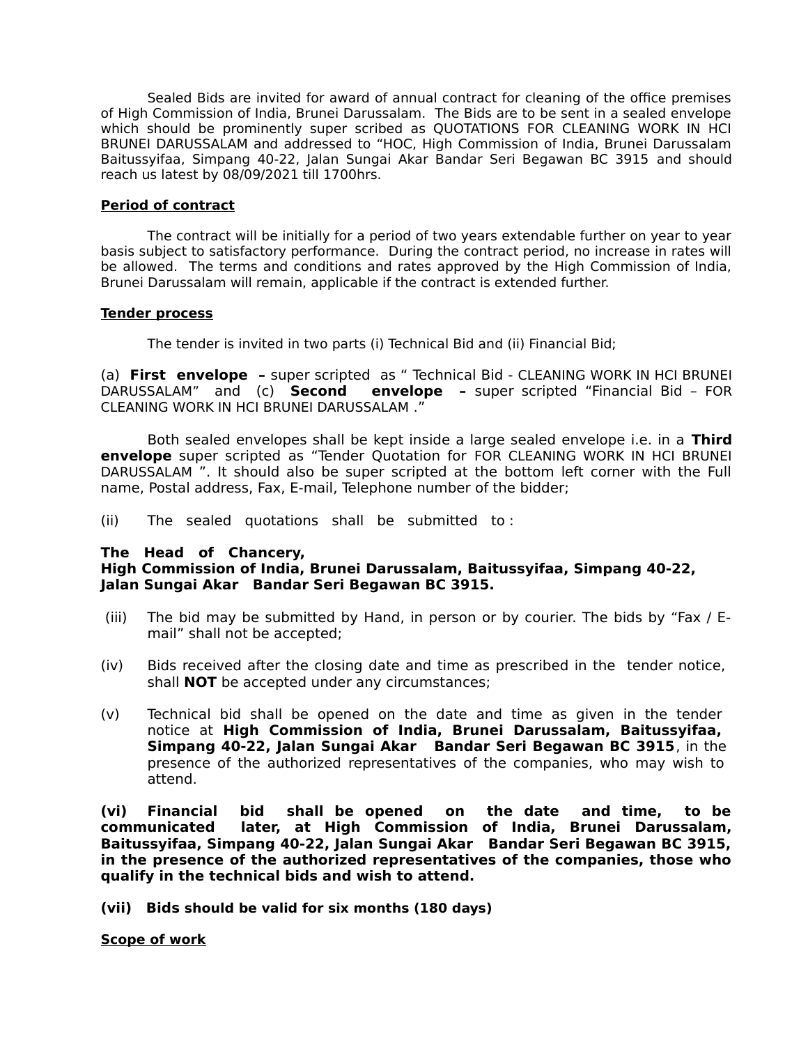Sealed Bids are invited for award of annual contract for cleaning of the office premises of High Commission of India, Brunei Darussalam. The Bids are to be sent in a sealed envelope which should be prominently super scribed as QUOTATIONS FOR CLEANING WORK IN HCI BRUNEI DARUSSALAM and addressed to "HOC, High Commission of India, Brunei Darussalam Baitussyifaa, Simpang 40-22, Jalan Sungai Akar Bandar Seri Begawan BC 3915 and should reach us latest by 08/09/2021 till 1700hrs.

**Period of contract**

The contract will be initially for a period of two years extendable further on year to year basis subject to satisfactory performance. During the contract period, no increase in rates will be allowed. The terms and conditions and rates approved by the High Commission of India, Brunei Darussalam will remain, applicable if the contract is extended further.

**Tender process**

The tender is invited in two parts (i) Technical Bid and (ii) Financial Bid;

(a) **First envelope –** super scripted as " Technical Bid - CLEANING WORK IN HCI BRUNEI DARUSSALAM" and (c) **Second envelope –** super scripted "Financial Bid – FOR CLEANING WORK IN HCI BRUNEI DARUSSALAM ."

Both sealed envelopes shall be kept inside a large sealed envelope i.e. in a **Third envelope** super scripted as "Tender Quotation for FOR CLEANING WORK IN HCI BRUNEI DARUSSALAM ". It should also be super scripted at the bottom left corner with the Full name, Postal address, Fax, E-mail, Telephone number of the bidder;

(ii) The sealed quotations shall be submitted to :

**The Head of Chancery,**
**High Commission of India, Brunei Darussalam, Baitussyifaa, Simpang 40-22, Jalan Sungai Akar Bandar Seri Begawan BC 3915.**

(iii) The bid may be submitted by Hand, in person or by courier. The bids by "Fax / E-mail" shall not be accepted;

(iv) Bids received after the closing date and time as prescribed in the tender notice, shall **NOT** be accepted under any circumstances;

(v) Technical bid shall be opened on the date and time as given in the tender notice at **High Commission of India, Brunei Darussalam, Baitussyifaa, Simpang 40-22, Jalan Sungai Akar Bandar Seri Begawan BC 3915**, in the presence of the authorized representatives of the companies, who may wish to attend.

**(vi) Financial bid shall be opened on the date and time, to be communicated later, at High Commission of India, Brunei Darussalam, Baitussyifaa, Simpang 40-22, Jalan Sungai Akar Bandar Seri Begawan BC 3915, in the presence of the authorized representatives of the companies, those who qualify in the technical bids and wish to attend.**

**(vii) Bids should be valid for six months (180 days)**

**Scope of work**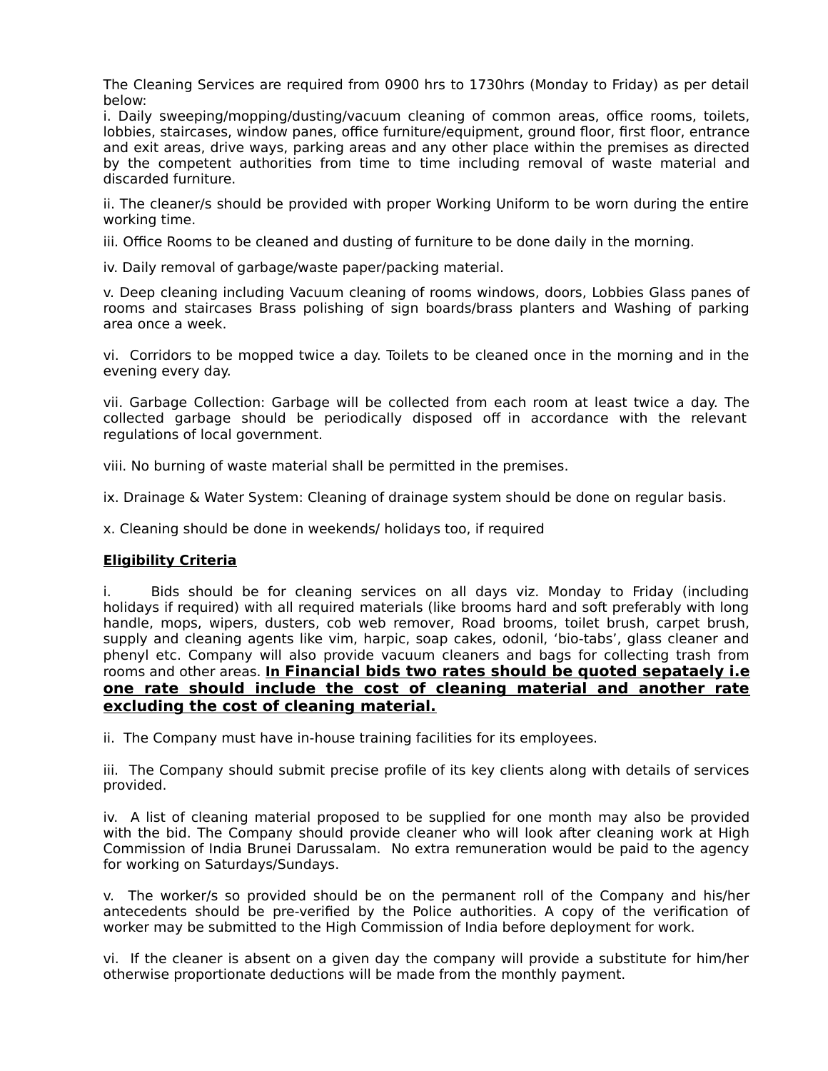The Cleaning Services are required from 0900 hrs to 1730hrs (Monday to Friday) as per detail below:

i. Daily sweeping/mopping/dusting/vacuum cleaning of common areas, office rooms, toilets, lobbies, staircases, window panes, office furniture/equipment, ground floor, first floor, entrance and exit areas, drive ways, parking areas and any other place within the premises as directed by the competent authorities from time to time including removal of waste material and discarded furniture.

ii. The cleaner/s should be provided with proper Working Uniform to be worn during the entire working time.

iii. Office Rooms to be cleaned and dusting of furniture to be done daily in the morning.

iv. Daily removal of garbage/waste paper/packing material.

v. Deep cleaning including Vacuum cleaning of rooms windows, doors, Lobbies Glass panes of rooms and staircases Brass polishing of sign boards/brass planters and Washing of parking area once a week.

vi. Corridors to be mopped twice a day. Toilets to be cleaned once in the morning and in the evening every day.

vii. Garbage Collection: Garbage will be collected from each room at least twice a day. The collected garbage should be periodically disposed off in accordance with the relevant regulations of local government.

viii. No burning of waste material shall be permitted in the premises.

ix. Drainage & Water System: Cleaning of drainage system should be done on regular basis.

x. Cleaning should be done in weekends/ holidays too, if required

**Eligibility Criteria**

i. Bids should be for cleaning services on all days viz. Monday to Friday (including holidays if required) with all required materials (like brooms hard and soft preferably with long handle, mops, wipers, dusters, cob web remover, Road brooms, toilet brush, carpet brush, supply and cleaning agents like vim, harpic, soap cakes, odonil, 'bio-tabs', glass cleaner and phenyl etc. Company will also provide vacuum cleaners and bags for collecting trash from rooms and other areas. **In Financial bids two rates should be quoted sepataely i.e one rate should include the cost of cleaning material and another rate excluding the cost of cleaning material.**

ii. The Company must have in-house training facilities for its employees.

iii. The Company should submit precise profile of its key clients along with details of services provided.

iv. A list of cleaning material proposed to be supplied for one month may also be provided with the bid. The Company should provide cleaner who will look after cleaning work at High Commission of India Brunei Darussalam. No extra remuneration would be paid to the agency for working on Saturdays/Sundays.

v. The worker/s so provided should be on the permanent roll of the Company and his/her antecedents should be pre-verified by the Police authorities. A copy of the verification of worker may be submitted to the High Commission of India before deployment for work.

vi. If the cleaner is absent on a given day the company will provide a substitute for him/her otherwise proportionate deductions will be made from the monthly payment.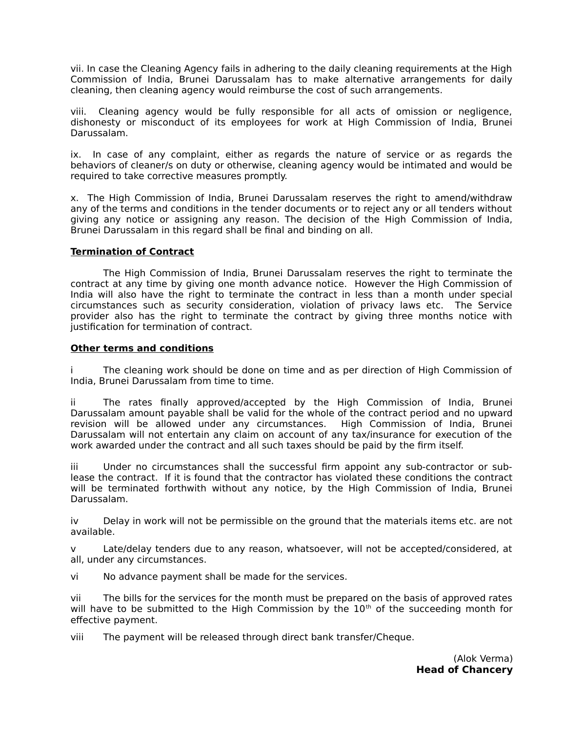vii. In case the Cleaning Agency fails in adhering to the daily cleaning requirements at the High Commission of India, Brunei Darussalam has to make alternative arrangements for daily cleaning, then cleaning agency would reimburse the cost of such arrangements.

viii. Cleaning agency would be fully responsible for all acts of omission or negligence, dishonesty or misconduct of its employees for work at High Commission of India, Brunei Darussalam.

ix. In case of any complaint, either as regards the nature of service or as regards the behaviors of cleaner/s on duty or otherwise, cleaning agency would be intimated and would be required to take corrective measures promptly.

x. The High Commission of India, Brunei Darussalam reserves the right to amend/withdraw any of the terms and conditions in the tender documents or to reject any or all tenders without giving any notice or assigning any reason. The decision of the High Commission of India, Brunei Darussalam in this regard shall be final and binding on all.

**Termination of Contract**

The High Commission of India, Brunei Darussalam reserves the right to terminate the contract at any time by giving one month advance notice. However the High Commission of India will also have the right to terminate the contract in less than a month under special circumstances such as security consideration, violation of privacy laws etc. The Service provider also has the right to terminate the contract by giving three months notice with justification for termination of contract.

**Other terms and conditions**

i The cleaning work should be done on time and as per direction of High Commission of India, Brunei Darussalam from time to time.

ii The rates finally approved/accepted by the High Commission of India, Brunei Darussalam amount payable shall be valid for the whole of the contract period and no upward revision will be allowed under any circumstances. High Commission of India, Brunei Darussalam will not entertain any claim on account of any tax/insurance for execution of the work awarded under the contract and all such taxes should be paid by the firm itself.

iii Under no circumstances shall the successful firm appoint any sub-contractor or sub-lease the contract. If it is found that the contractor has violated these conditions the contract will be terminated forthwith without any notice, by the High Commission of India, Brunei Darussalam.

iv Delay in work will not be permissible on the ground that the materials items etc. are not available.

v Late/delay tenders due to any reason, whatsoever, will not be accepted/considered, at all, under any circumstances.

vi No advance payment shall be made for the services.

vii The bills for the services for the month must be prepared on the basis of approved rates will have to be submitted to the High Commission by the 10th of the succeeding month for effective payment.

viii The payment will be released through direct bank transfer/Cheque.

(Alok Verma)
**Head of Chancery**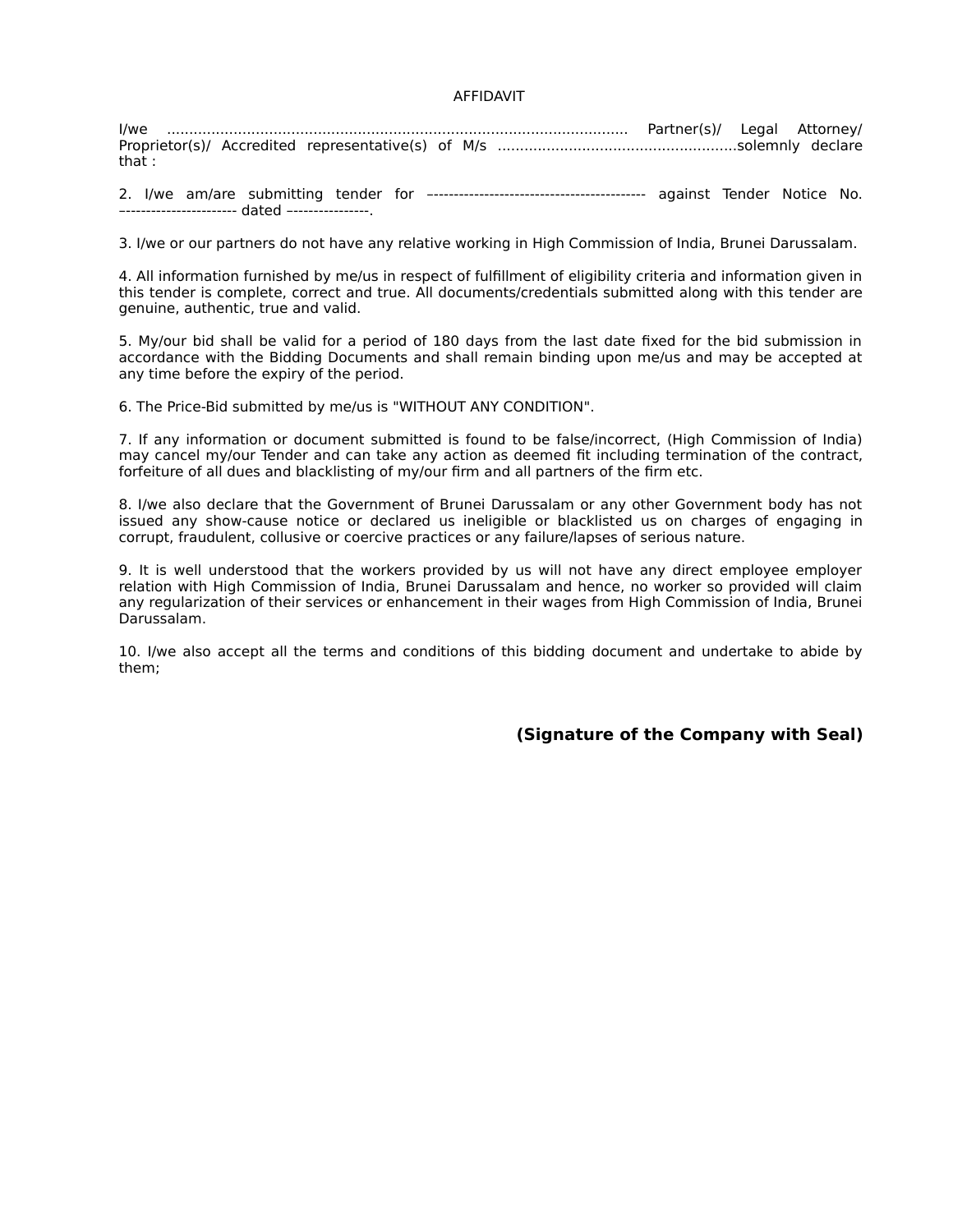# AFFIDAVIT

I/we ........................................................................................................ Partner(s)/ Legal Attorney/ Proprietor(s)/ Accredited representative(s) of M/s ......................................................solemnly declare that :

2. I/we am/are submitting tender for –----------------------------------------- against Tender Notice No. –---------------------- dated –---------------.

3. I/we or our partners do not have any relative working in High Commission of India, Brunei Darussalam.

4. All information furnished by me/us in respect of fulfillment of eligibility criteria and information given in this tender is complete, correct and true. All documents/credentials submitted along with this tender are genuine, authentic, true and valid.

5. My/our bid shall be valid for a period of 180 days from the last date fixed for the bid submission in accordance with the Bidding Documents and shall remain binding upon me/us and may be accepted at any time before the expiry of the period.

6. The Price-Bid submitted by me/us is "WITHOUT ANY CONDITION".

7. If any information or document submitted is found to be false/incorrect, (High Commission of India) may cancel my/our Tender and can take any action as deemed fit including termination of the contract, forfeiture of all dues and blacklisting of my/our firm and all partners of the firm etc.

8. I/we also declare that the Government of Brunei Darussalam or any other Government body has not issued any show-cause notice or declared us ineligible or blacklisted us on charges of engaging in corrupt, fraudulent, collusive or coercive practices or any failure/lapses of serious nature.

9. It is well understood that the workers provided by us will not have any direct employee employer relation with High Commission of India, Brunei Darussalam and hence, no worker so provided will claim any regularization of their services or enhancement in their wages from High Commission of India, Brunei Darussalam.

10. I/we also accept all the terms and conditions of this bidding document and undertake to abide by them;

**(Signature of the Company with Seal)**